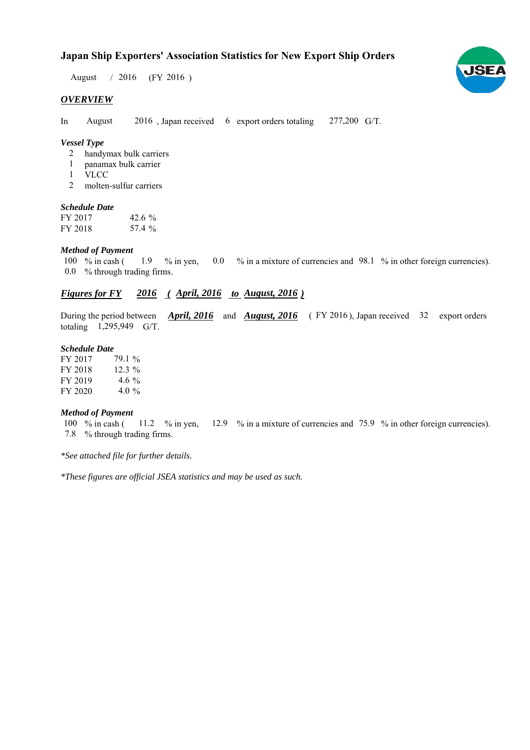# Japan Ship Exporters' Association Statistics for New Export Ship Orders

August / 2016 (FY 2016 )

## *OVERVIEW*

In August 2016 , Japan received 6 export orders totaling 277,200 G/T.

### *Vessel Type*

2 handymax bulk carriers
1 panamax bulk carrier
1 VLCC
2 molten-sulfur carriers

### *Schedule Date*

| | |
|---|---|
| FY 2017 | 42.6 % |
| FY 2018 | 57.4 % |

### *Method of Payment*

100 % in cash ( 1.9 % in yen, 0.0 % in a mixture of currencies and 98.1 % in other foreign currencies).
0.0 % through trading firms.

## *Figures for FY 2016 ( April, 2016 to August, 2016 )*

During the period between ***April, 2016*** and ***August, 2016*** ( FY 2016 ), Japan received 32 export orders totaling 1,295,949 G/T.

### *Schedule Date*

| | |
|---|---|
| FY 2017 | 79.1 % |
| FY 2018 | 12.3 % |
| FY 2019 | 4.6 % |
| FY 2020 | 4.0 % |

### *Method of Payment*

100 % in cash ( 11.2 % in yen, 12.9 % in a mixture of currencies and 75.9 % in other foreign currencies).
7.8 % through trading firms.

*\*See attached file for further details.*

*\*These figures are official JSEA statistics and may be used as such.*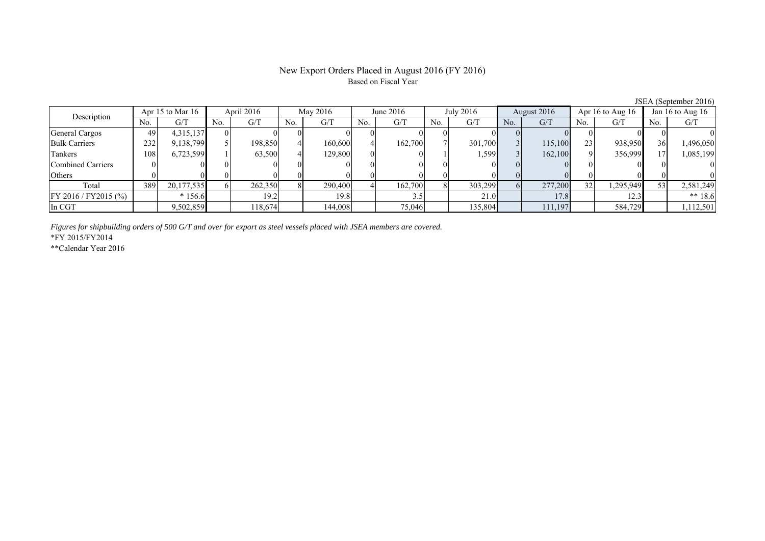# New Export Orders Placed in August 2016 (FY 2016)

Based on Fiscal Year

JSEA (September 2016)

| Description | Apr 15 to Mar 16 | | April 2016 | | May 2016 | | June 2016 | | July 2016 | | August 2016 | | Apr 16 to Aug 16 | | Jan 16 to Aug 16 | |
|---|---|---|---|---|---|---|---|---|---|---|---|---|---|---|---|---|
| | No. | G/T | No. | G/T | No. | G/T | No. | G/T | No. | G/T | No. | G/T | No. | G/T | No. | G/T |
| General Cargos | 49 | 4,315,137 | 0 | 0 | 0 | 0 | 0 | 0 | 0 | 0 | 0 | 0 | 0 | 0 | 0 | 0 |
| Bulk Carriers | 232 | 9,138,799 | 5 | 198,850 | 4 | 160,600 | 4 | 162,700 | 7 | 301,700 | 3 | 115,100 | 23 | 938,950 | 36 | 1,496,050 |
| Tankers | 108 | 6,723,599 | 1 | 63,500 | 4 | 129,800 | 0 | 0 | 1 | 1,599 | 3 | 162,100 | 9 | 356,999 | 17 | 1,085,199 |
| Combined Carriers | 0 | 0 | 0 | 0 | 0 | 0 | 0 | 0 | 0 | 0 | 0 | 0 | 0 | 0 | 0 | 0 |
| Others | 0 | 0 | 0 | 0 | 0 | 0 | 0 | 0 | 0 | 0 | 0 | 0 | 0 | 0 | 0 | 0 |
| Total | 389 | 20,177,535 | 6 | 262,350 | 8 | 290,400 | 4 | 162,700 | 8 | 303,299 | 6 | 277,200 | 32 | 1,295,949 | 53 | 2,581,249 |
| FY 2016 / FY2015 (%) | | * 156.6 | | 19.2 | | 19.8 | | 3.5 | | 21.0 | | 17.8 | | 12.3 | | ** 18.6 |
| In CGT | | 9,502,859 | | 118,674 | | 144,008 | | 75,046 | | 135,804 | | 111,197 | | 584,729 | | 1,112,501 |

*Figures for shipbuilding orders of 500 G/T and over for export as steel vessels placed with JSEA members are covered.*

*FY 2015/FY2014

**Calendar Year 2016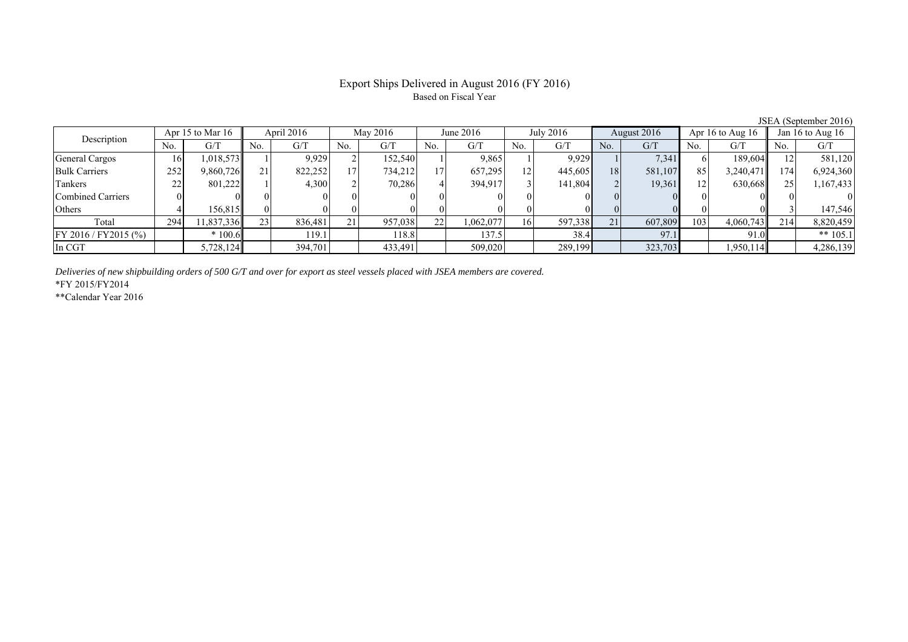# Export Ships Delivered in August 2016 (FY 2016)

Based on Fiscal Year

JSEA (September 2016)

| Description | Apr 15 to Mar 16 | | April 2016 | | May 2016 | | June 2016 | | July 2016 | | August 2016 | | Apr 16 to Aug 16 | | Jan 16 to Aug 16 | |
|---|---|---|---|---|---|---|---|---|---|---|---|---|---|---|---|---|
| | No. | G/T | No. | G/T | No. | G/T | No. | G/T | No. | G/T | No. | G/T | No. | G/T | No. | G/T |
| General Cargos | 16 | 1,018,573 | 1 | 9,929 | 2 | 152,540 | 1 | 9,865 | 1 | 9,929 | 1 | 7,341 | 6 | 189,604 | 12 | 581,120 |
| Bulk Carriers | 252 | 9,860,726 | 21 | 822,252 | 17 | 734,212 | 17 | 657,295 | 12 | 445,605 | 18 | 581,107 | 85 | 3,240,471 | 174 | 6,924,360 |
| Tankers | 22 | 801,222 | 1 | 4,300 | 2 | 70,286 | 4 | 394,917 | 3 | 141,804 | 2 | 19,361 | 12 | 630,668 | 25 | 1,167,433 |
| Combined Carriers | 0 | 0 | 0 | 0 | 0 | 0 | 0 | 0 | 0 | 0 | 0 | 0 | 0 | 0 | 0 | 0 |
| Others | 4 | 156,815 | 0 | 0 | 0 | 0 | 0 | 0 | 0 | 0 | 0 | 0 | 0 | 0 | 3 | 147,546 |
| Total | 294 | 11,837,336 | 23 | 836,481 | 21 | 957,038 | 22 | 1,062,077 | 16 | 597,338 | 21 | 607,809 | 103 | 4,060,743 | 214 | 8,820,459 |
| FY 2016 / FY2015 (%) | | * 100.6 | | 119.1 | | 118.8 | | 137.5 | | 38.4 | | 97.1 | | 91.0 | | ** 105.1 |
| In CGT | | 5,728,124 | | 394,701 | | 433,491 | | 509,020 | | 289,199 | | 323,703 | | 1,950,114 | | 4,286,139 |

*Deliveries of new shipbuilding orders of 500 G/T and over for export as steel vessels placed with JSEA members are covered.*

*FY 2015/FY2014

**Calendar Year 2016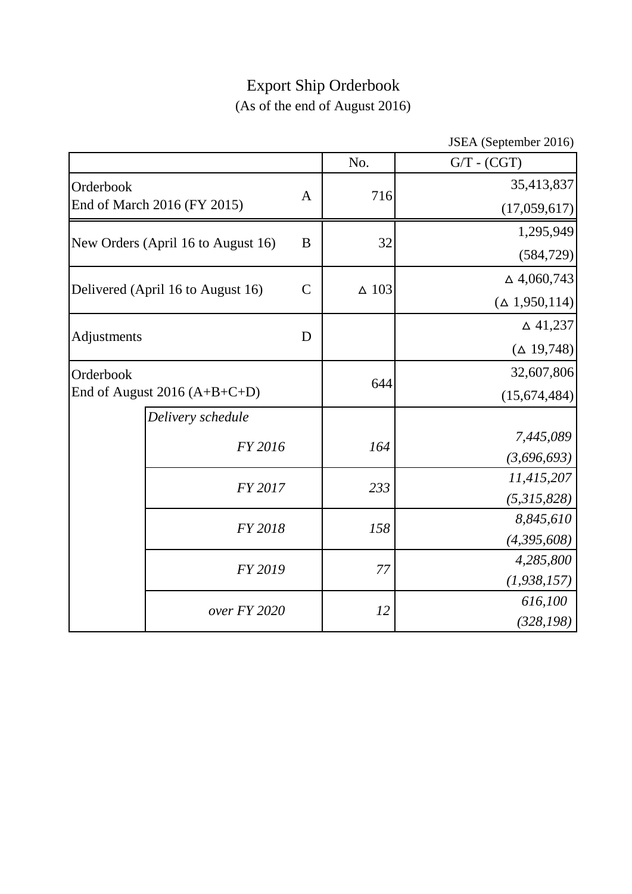# Export Ship Orderbook

(As of the end of August 2016)

JSEA (September 2016)

| | | | No. | G/T - (CGT) |
|---|---|---|---|---|
| Orderbook<br>End of March 2016 (FY 2015) | | A | 716 | 35,413,837<br>(17,059,617) |
| New Orders (April 16 to August 16) | | B | 32 | 1,295,949<br>(584,729) |
| Delivered (April 16 to August 16) | | C | ∆ 103 | ∆ 4,060,743<br>(∆ 1,950,114) |
| Adjustments | | D | | ∆ 41,237<br>(∆ 19,748) |
| Orderbook<br>End of August 2016 (A+B+C+D) | | | 644 | 32,607,806<br>(15,674,484) |
| | *Delivery schedule*<br>*FY 2016* | | *164* | *7,445,089*<br>*(3,696,693)* |
| | *FY 2017* | | *233* | *11,415,207*<br>*(5,315,828)* |
| | *FY 2018* | | *158* | *8,845,610*<br>*(4,395,608)* |
| | *FY 2019* | | *77* | *4,285,800*<br>*(1,938,157)* |
| | *over FY 2020* | | *12* | *616,100*<br>*(328,198)* |